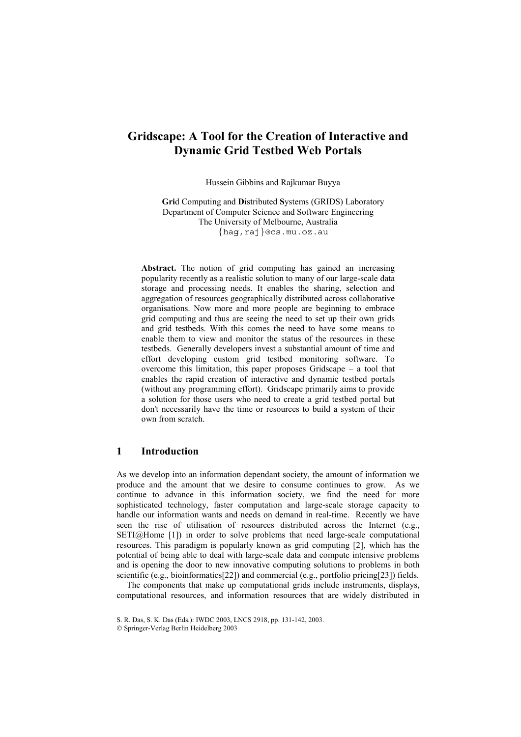# Gridscape: A Tool for the Creation of Interactive and Dynamic Grid Testbed Web Portals

Hussein Gibbins and Rajkumar Buyya

**Gri**d Computing and **D**istributed **S**ystems (GRIDS) Laboratory
Department of Computer Science and Software Engineering
The University of Melbourne, Australia
{hag,raj}@cs.mu.oz.au

**Abstract.** The notion of grid computing has gained an increasing popularity recently as a realistic solution to many of our large-scale data storage and processing needs. It enables the sharing, selection and aggregation of resources geographically distributed across collaborative organisations. Now more and more people are beginning to embrace grid computing and thus are seeing the need to set up their own grids and grid testbeds. With this comes the need to have some means to enable them to view and monitor the status of the resources in these testbeds. Generally developers invest a substantial amount of time and effort developing custom grid testbed monitoring software. To overcome this limitation, this paper proposes Gridscape – a tool that enables the rapid creation of interactive and dynamic testbed portals (without any programming effort). Gridscape primarily aims to provide a solution for those users who need to create a grid testbed portal but don't necessarily have the time or resources to build a system of their own from scratch.

## 1 Introduction

As we develop into an information dependant society, the amount of information we produce and the amount that we desire to consume continues to grow. As we continue to advance in this information society, we find the need for more sophisticated technology, faster computation and large-scale storage capacity to handle our information wants and needs on demand in real-time. Recently we have seen the rise of utilisation of resources distributed across the Internet (e.g., SETI@Home [1]) in order to solve problems that need large-scale computational resources. This paradigm is popularly known as grid computing [2], which has the potential of being able to deal with large-scale data and compute intensive problems and is opening the door to new innovative computing solutions to problems in both scientific (e.g., bioinformatics[22]) and commercial (e.g., portfolio pricing[23]) fields.

The components that make up computational grids include instruments, displays, computational resources, and information resources that are widely distributed in

S. R. Das, S. K. Das (Eds.): IWDC 2003, LNCS 2918, pp. 131-142, 2003.
© Springer-Verlag Berlin Heidelberg 2003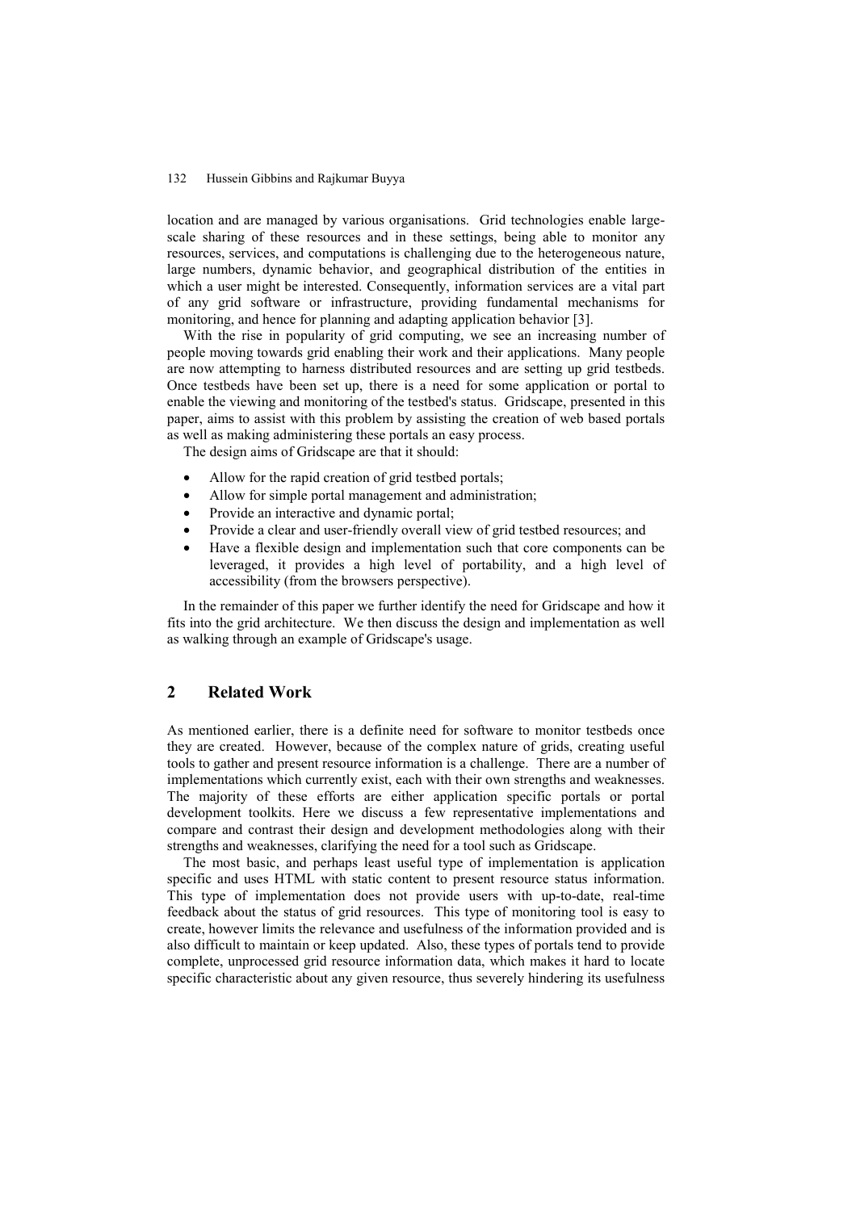location and are managed by various organisations. Grid technologies enable large-scale sharing of these resources and in these settings, being able to monitor any resources, services, and computations is challenging due to the heterogeneous nature, large numbers, dynamic behavior, and geographical distribution of the entities in which a user might be interested. Consequently, information services are a vital part of any grid software or infrastructure, providing fundamental mechanisms for monitoring, and hence for planning and adapting application behavior [3].

With the rise in popularity of grid computing, we see an increasing number of people moving towards grid enabling their work and their applications. Many people are now attempting to harness distributed resources and are setting up grid testbeds. Once testbeds have been set up, there is a need for some application or portal to enable the viewing and monitoring of the testbed's status. Gridscape, presented in this paper, aims to assist with this problem by assisting the creation of web based portals as well as making administering these portals an easy process.

The design aims of Gridscape are that it should:

- Allow for the rapid creation of grid testbed portals;
- Allow for simple portal management and administration;
- Provide an interactive and dynamic portal;
- Provide a clear and user-friendly overall view of grid testbed resources; and
- Have a flexible design and implementation such that core components can be leveraged, it provides a high level of portability, and a high level of accessibility (from the browsers perspective).

In the remainder of this paper we further identify the need for Gridscape and how it fits into the grid architecture. We then discuss the design and implementation as well as walking through an example of Gridscape's usage.

## 2 Related Work

As mentioned earlier, there is a definite need for software to monitor testbeds once they are created. However, because of the complex nature of grids, creating useful tools to gather and present resource information is a challenge. There are a number of implementations which currently exist, each with their own strengths and weaknesses. The majority of these efforts are either application specific portals or portal development toolkits. Here we discuss a few representative implementations and compare and contrast their design and development methodologies along with their strengths and weaknesses, clarifying the need for a tool such as Gridscape.

The most basic, and perhaps least useful type of implementation is application specific and uses HTML with static content to present resource status information. This type of implementation does not provide users with up-to-date, real-time feedback about the status of grid resources. This type of monitoring tool is easy to create, however limits the relevance and usefulness of the information provided and is also difficult to maintain or keep updated. Also, these types of portals tend to provide complete, unprocessed grid resource information data, which makes it hard to locate specific characteristic about any given resource, thus severely hindering its usefulness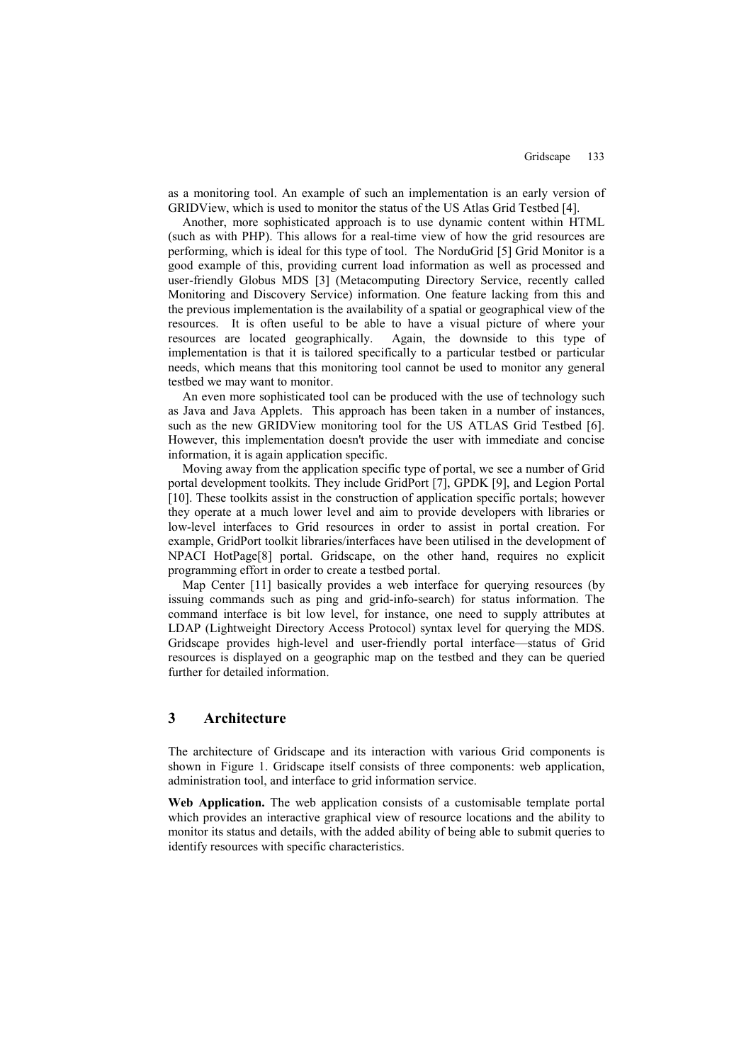as a monitoring tool. An example of such an implementation is an early version of GRIDView, which is used to monitor the status of the US Atlas Grid Testbed [4].

Another, more sophisticated approach is to use dynamic content within HTML (such as with PHP). This allows for a real-time view of how the grid resources are performing, which is ideal for this type of tool. The NorduGrid [5] Grid Monitor is a good example of this, providing current load information as well as processed and user-friendly Globus MDS [3] (Metacomputing Directory Service, recently called Monitoring and Discovery Service) information. One feature lacking from this and the previous implementation is the availability of a spatial or geographical view of the resources. It is often useful to be able to have a visual picture of where your resources are located geographically. Again, the downside to this type of implementation is that it is tailored specifically to a particular testbed or particular needs, which means that this monitoring tool cannot be used to monitor any general testbed we may want to monitor.

An even more sophisticated tool can be produced with the use of technology such as Java and Java Applets. This approach has been taken in a number of instances, such as the new GRIDView monitoring tool for the US ATLAS Grid Testbed [6]. However, this implementation doesn't provide the user with immediate and concise information, it is again application specific.

Moving away from the application specific type of portal, we see a number of Grid portal development toolkits. They include GridPort [7], GPDK [9], and Legion Portal [10]. These toolkits assist in the construction of application specific portals; however they operate at a much lower level and aim to provide developers with libraries or low-level interfaces to Grid resources in order to assist in portal creation. For example, GridPort toolkit libraries/interfaces have been utilised in the development of NPACI HotPage[8] portal. Gridscape, on the other hand, requires no explicit programming effort in order to create a testbed portal.

Map Center [11] basically provides a web interface for querying resources (by issuing commands such as ping and grid-info-search) for status information. The command interface is bit low level, for instance, one need to supply attributes at LDAP (Lightweight Directory Access Protocol) syntax level for querying the MDS. Gridscape provides high-level and user-friendly portal interface—status of Grid resources is displayed on a geographic map on the testbed and they can be queried further for detailed information.

## 3 Architecture

The architecture of Gridscape and its interaction with various Grid components is shown in Figure 1. Gridscape itself consists of three components: web application, administration tool, and interface to grid information service.

**Web Application.** The web application consists of a customisable template portal which provides an interactive graphical view of resource locations and the ability to monitor its status and details, with the added ability of being able to submit queries to identify resources with specific characteristics.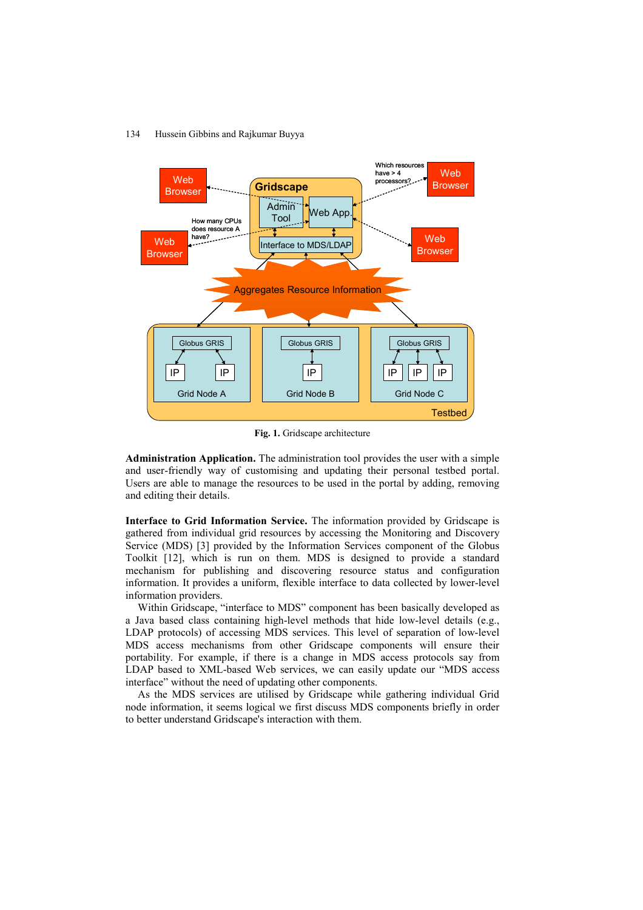**Fig. 1.** Gridscape architecture

**Administration Application.** The administration tool provides the user with a simple and user-friendly way of customising and updating their personal testbed portal. Users are able to manage the resources to be used in the portal by adding, removing and editing their details.

**Interface to Grid Information Service.** The information provided by Gridscape is gathered from individual grid resources by accessing the Monitoring and Discovery Service (MDS) [3] provided by the Information Services component of the Globus Toolkit [12], which is run on them. MDS is designed to provide a standard mechanism for publishing and discovering resource status and configuration information. It provides a uniform, flexible interface to data collected by lower-level information providers.

Within Gridscape, "interface to MDS" component has been basically developed as a Java based class containing high-level methods that hide low-level details (e.g., LDAP protocols) of accessing MDS services. This level of separation of low-level MDS access mechanisms from other Gridscape components will ensure their portability. For example, if there is a change in MDS access protocols say from LDAP based to XML-based Web services, we can easily update our "MDS access interface" without the need of updating other components.

As the MDS services are utilised by Gridscape while gathering individual Grid node information, it seems logical we first discuss MDS components briefly in order to better understand Gridscape's interaction with them.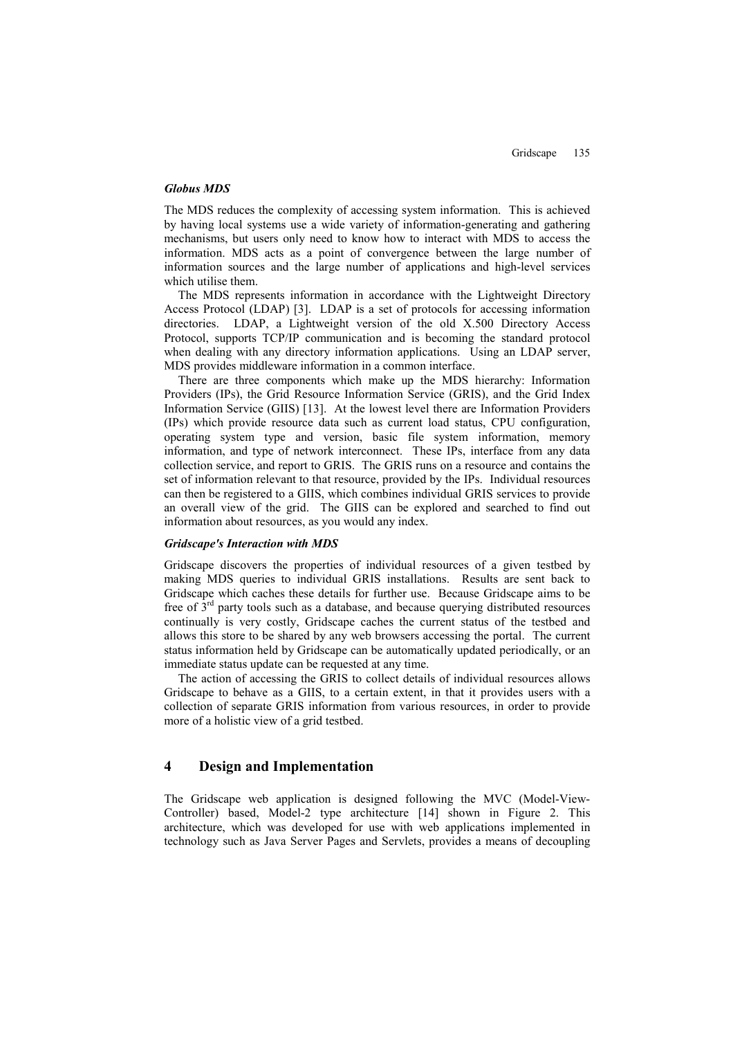### *Globus MDS*

The MDS reduces the complexity of accessing system information. This is achieved by having local systems use a wide variety of information-generating and gathering mechanisms, but users only need to know how to interact with MDS to access the information. MDS acts as a point of convergence between the large number of information sources and the large number of applications and high-level services which utilise them.

The MDS represents information in accordance with the Lightweight Directory Access Protocol (LDAP) [3]. LDAP is a set of protocols for accessing information directories. LDAP, a Lightweight version of the old X.500 Directory Access Protocol, supports TCP/IP communication and is becoming the standard protocol when dealing with any directory information applications. Using an LDAP server, MDS provides middleware information in a common interface.

There are three components which make up the MDS hierarchy: Information Providers (IPs), the Grid Resource Information Service (GRIS), and the Grid Index Information Service (GIIS) [13]. At the lowest level there are Information Providers (IPs) which provide resource data such as current load status, CPU configuration, operating system type and version, basic file system information, memory information, and type of network interconnect. These IPs, interface from any data collection service, and report to GRIS. The GRIS runs on a resource and contains the set of information relevant to that resource, provided by the IPs. Individual resources can then be registered to a GIIS, which combines individual GRIS services to provide an overall view of the grid. The GIIS can be explored and searched to find out information about resources, as you would any index.

### *Gridscape's Interaction with MDS*

Gridscape discovers the properties of individual resources of a given testbed by making MDS queries to individual GRIS installations. Results are sent back to Gridscape which caches these details for further use. Because Gridscape aims to be free of 3rd party tools such as a database, and because querying distributed resources continually is very costly, Gridscape caches the current status of the testbed and allows this store to be shared by any web browsers accessing the portal. The current status information held by Gridscape can be automatically updated periodically, or an immediate status update can be requested at any time.

The action of accessing the GRIS to collect details of individual resources allows Gridscape to behave as a GIIS, to a certain extent, in that it provides users with a collection of separate GRIS information from various resources, in order to provide more of a holistic view of a grid testbed.

## 4 Design and Implementation

The Gridscape web application is designed following the MVC (Model-View-Controller) based, Model-2 type architecture [14] shown in Figure 2. This architecture, which was developed for use with web applications implemented in technology such as Java Server Pages and Servlets, provides a means of decoupling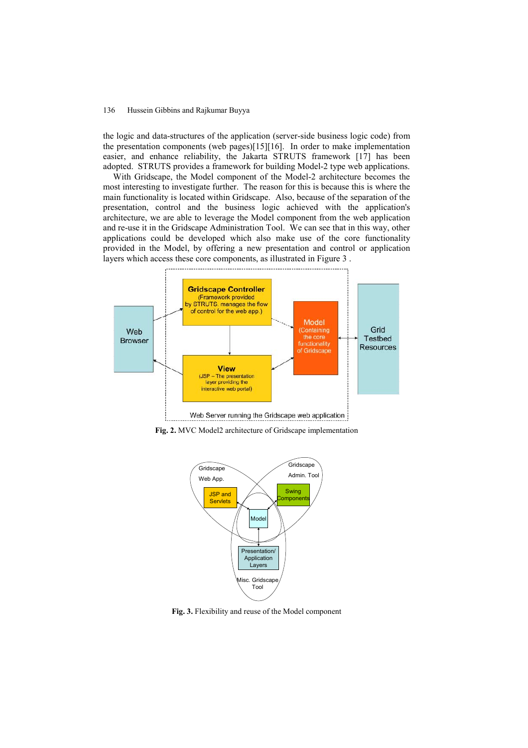the logic and data-structures of the application (server-side business logic code) from the presentation components (web pages)[15][16]. In order to make implementation easier, and enhance reliability, the Jakarta STRUTS framework [17] has been adopted. STRUTS provides a framework for building Model-2 type web applications.

With Gridscape, the Model component of the Model-2 architecture becomes the most interesting to investigate further. The reason for this is because this is where the main functionality is located within Gridscape. Also, because of the separation of the presentation, control and the business logic achieved with the application's architecture, we are able to leverage the Model component from the web application and re-use it in the Gridscape Administration Tool. We can see that in this way, other applications could be developed which also make use of the core functionality provided in the Model, by offering a new presentation and control or application layers which access these core components, as illustrated in Figure 3 .

**Fig. 2.** MVC Model2 architecture of Gridscape implementation

**Fig. 3.** Flexibility and reuse of the Model component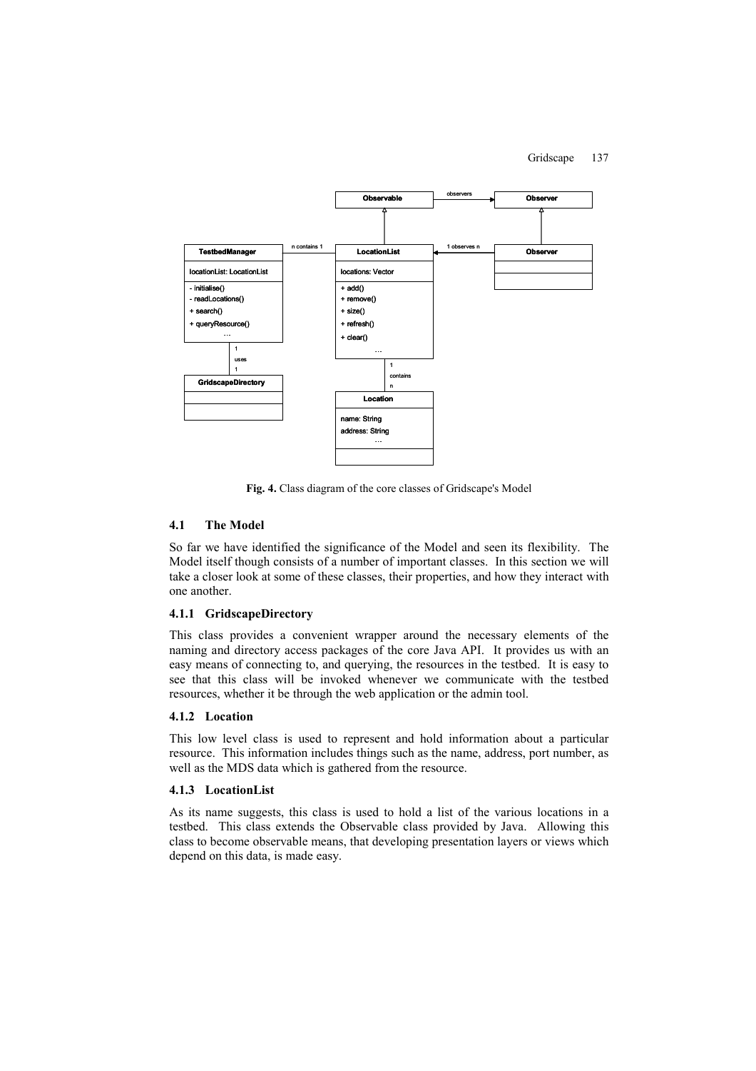Fig. 4. Class diagram of the core classes of Gridscape's Model

### 4.1 The Model

So far we have identified the significance of the Model and seen its flexibility. The Model itself though consists of a number of important classes. In this section we will take a closer look at some of these classes, their properties, and how they interact with one another.

#### 4.1.1 GridscapeDirectory

This class provides a convenient wrapper around the necessary elements of the naming and directory access packages of the core Java API. It provides us with an easy means of connecting to, and querying, the resources in the testbed. It is easy to see that this class will be invoked whenever we communicate with the testbed resources, whether it be through the web application or the admin tool.

#### 4.1.2 Location

This low level class is used to represent and hold information about a particular resource. This information includes things such as the name, address, port number, as well as the MDS data which is gathered from the resource.

#### 4.1.3 LocationList

As its name suggests, this class is used to hold a list of the various locations in a testbed. This class extends the Observable class provided by Java. Allowing this class to become observable means, that developing presentation layers or views which depend on this data, is made easy.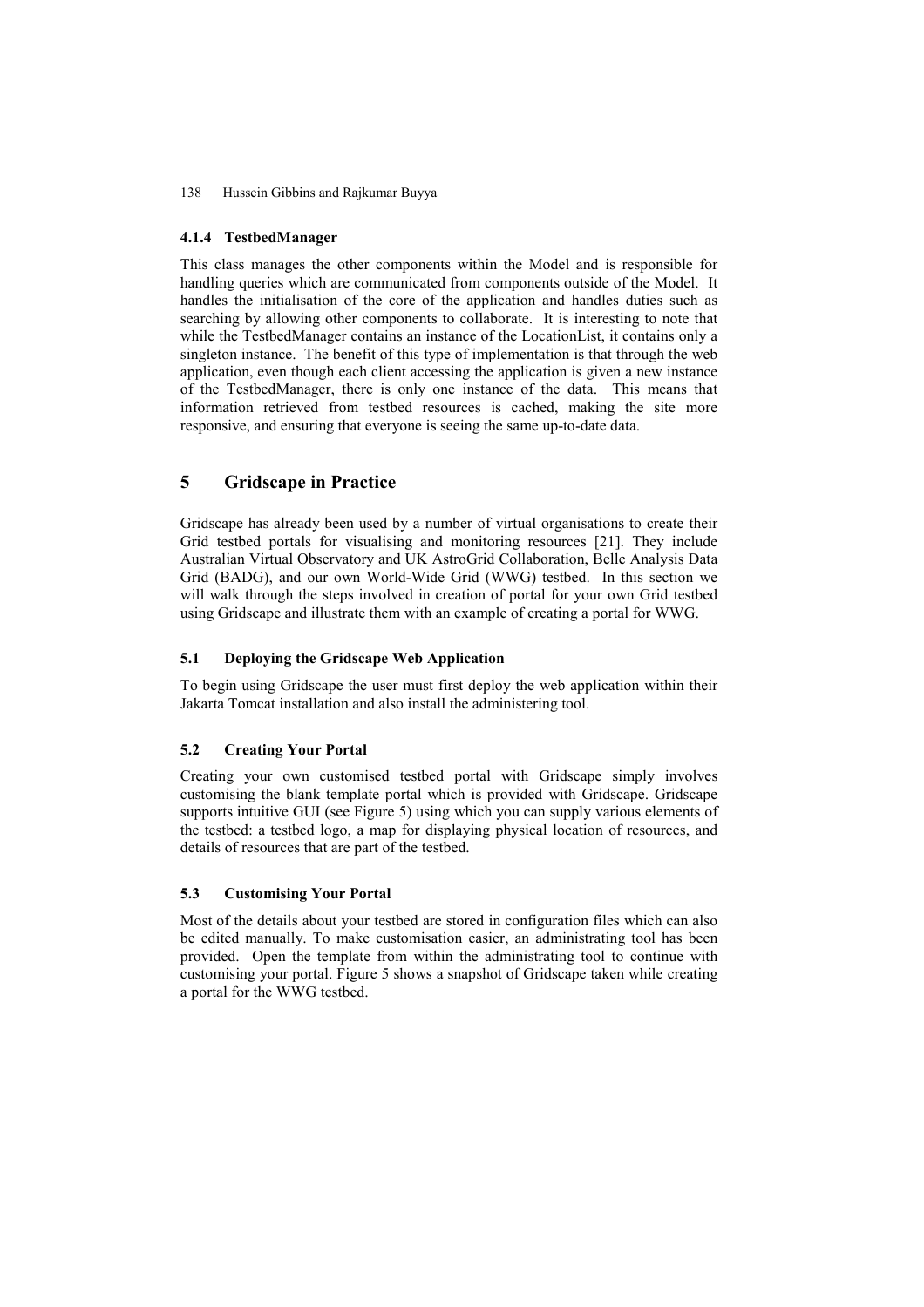#### 4.1.4 TestbedManager

This class manages the other components within the Model and is responsible for handling queries which are communicated from components outside of the Model. It handles the initialisation of the core of the application and handles duties such as searching by allowing other components to collaborate. It is interesting to note that while the TestbedManager contains an instance of the LocationList, it contains only a singleton instance. The benefit of this type of implementation is that through the web application, even though each client accessing the application is given a new instance of the TestbedManager, there is only one instance of the data. This means that information retrieved from testbed resources is cached, making the site more responsive, and ensuring that everyone is seeing the same up-to-date data.

## 5 Gridscape in Practice

Gridscape has already been used by a number of virtual organisations to create their Grid testbed portals for visualising and monitoring resources [21]. They include Australian Virtual Observatory and UK AstroGrid Collaboration, Belle Analysis Data Grid (BADG), and our own World-Wide Grid (WWG) testbed. In this section we will walk through the steps involved in creation of portal for your own Grid testbed using Gridscape and illustrate them with an example of creating a portal for WWG.

### 5.1 Deploying the Gridscape Web Application

To begin using Gridscape the user must first deploy the web application within their Jakarta Tomcat installation and also install the administering tool.

### 5.2 Creating Your Portal

Creating your own customised testbed portal with Gridscape simply involves customising the blank template portal which is provided with Gridscape. Gridscape supports intuitive GUI (see Figure 5) using which you can supply various elements of the testbed: a testbed logo, a map for displaying physical location of resources, and details of resources that are part of the testbed.

### 5.3 Customising Your Portal

Most of the details about your testbed are stored in configuration files which can also be edited manually. To make customisation easier, an administrating tool has been provided. Open the template from within the administrating tool to continue with customising your portal. Figure 5 shows a snapshot of Gridscape taken while creating a portal for the WWG testbed.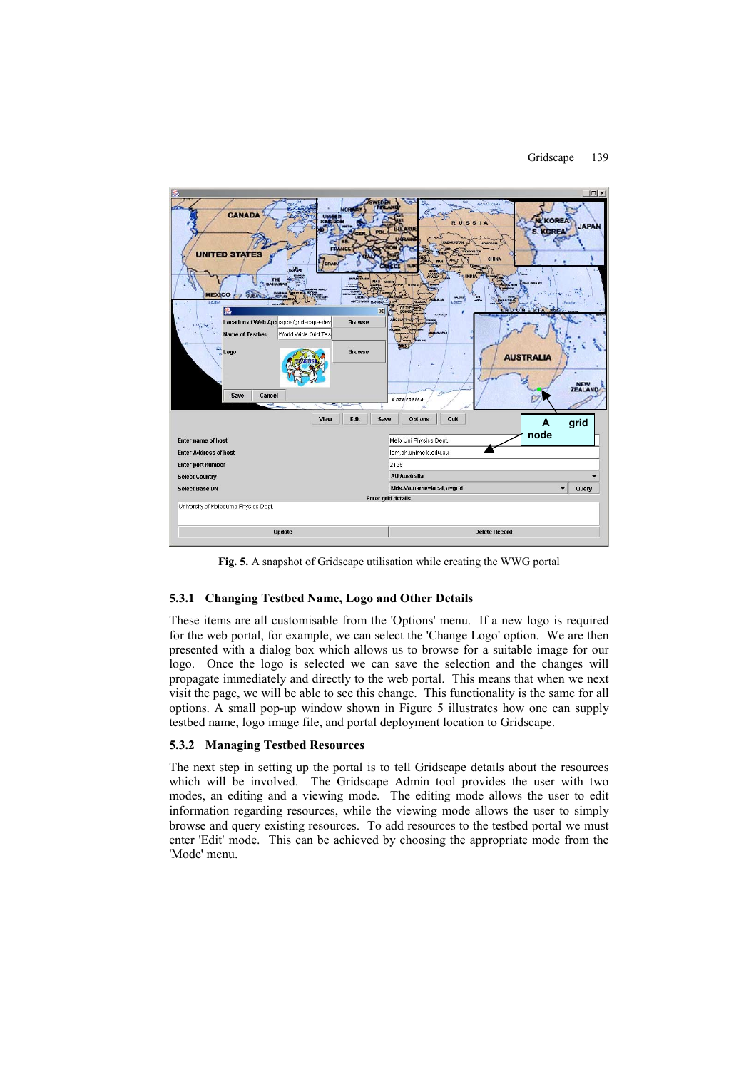**Fig. 5.** A snapshot of Gridscape utilisation while creating the WWG portal

### 5.3.1 Changing Testbed Name, Logo and Other Details

These items are all customisable from the 'Options' menu. If a new logo is required for the web portal, for example, we can select the 'Change Logo' option. We are then presented with a dialog box which allows us to browse for a suitable image for our logo. Once the logo is selected we can save the selection and the changes will propagate immediately and directly to the web portal. This means that when we next visit the page, we will be able to see this change. This functionality is the same for all options. A small pop-up window shown in Figure 5 illustrates how one can supply testbed name, logo image file, and portal deployment location to Gridscape.

### 5.3.2 Managing Testbed Resources

The next step in setting up the portal is to tell Gridscape details about the resources which will be involved. The Gridscape Admin tool provides the user with two modes, an editing and a viewing mode. The editing mode allows the user to edit information regarding resources, while the viewing mode allows the user to simply browse and query existing resources. To add resources to the testbed portal we must enter 'Edit' mode. This can be achieved by choosing the appropriate mode from the 'Mode' menu.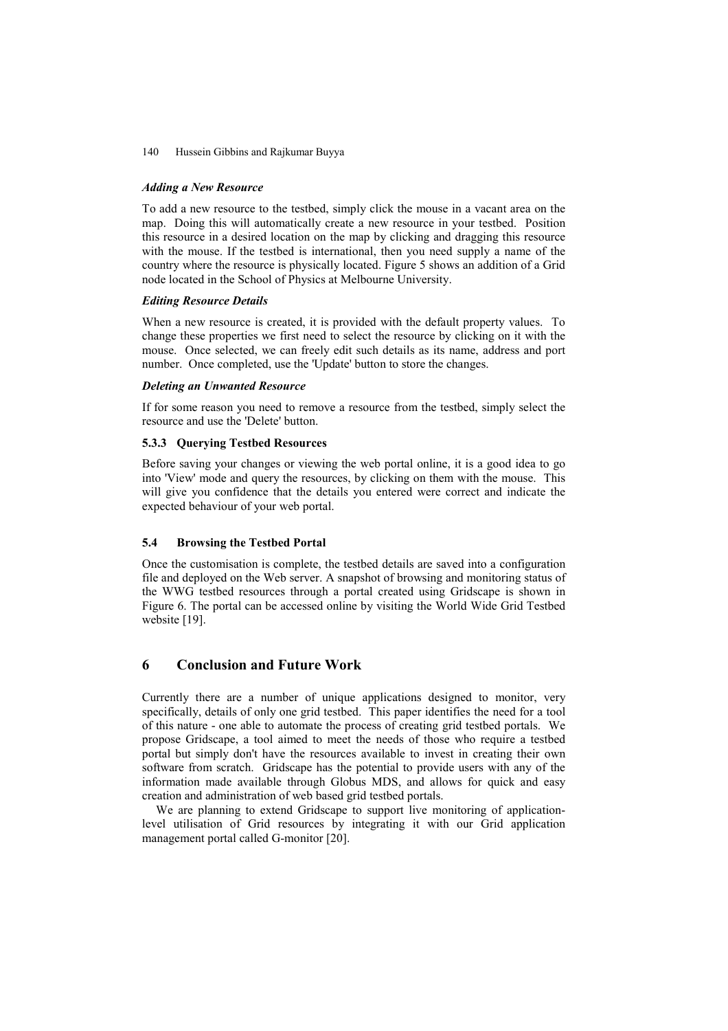#### *Adding a New Resource*

To add a new resource to the testbed, simply click the mouse in a vacant area on the map. Doing this will automatically create a new resource in your testbed. Position this resource in a desired location on the map by clicking and dragging this resource with the mouse. If the testbed is international, then you need supply a name of the country where the resource is physically located. Figure 5 shows an addition of a Grid node located in the School of Physics at Melbourne University.

#### *Editing Resource Details*

When a new resource is created, it is provided with the default property values. To change these properties we first need to select the resource by clicking on it with the mouse. Once selected, we can freely edit such details as its name, address and port number. Once completed, use the 'Update' button to store the changes.

#### *Deleting an Unwanted Resource*

If for some reason you need to remove a resource from the testbed, simply select the resource and use the 'Delete' button.

### 5.3.3 Querying Testbed Resources

Before saving your changes or viewing the web portal online, it is a good idea to go into 'View' mode and query the resources, by clicking on them with the mouse. This will give you confidence that the details you entered were correct and indicate the expected behaviour of your web portal.

### 5.4 Browsing the Testbed Portal

Once the customisation is complete, the testbed details are saved into a configuration file and deployed on the Web server. A snapshot of browsing and monitoring status of the WWG testbed resources through a portal created using Gridscape is shown in Figure 6. The portal can be accessed online by visiting the World Wide Grid Testbed website [19].

## 6 Conclusion and Future Work

Currently there are a number of unique applications designed to monitor, very specifically, details of only one grid testbed. This paper identifies the need for a tool of this nature - one able to automate the process of creating grid testbed portals. We propose Gridscape, a tool aimed to meet the needs of those who require a testbed portal but simply don't have the resources available to invest in creating their own software from scratch. Gridscape has the potential to provide users with any of the information made available through Globus MDS, and allows for quick and easy creation and administration of web based grid testbed portals.

We are planning to extend Gridscape to support live monitoring of application-level utilisation of Grid resources by integrating it with our Grid application management portal called G-monitor [20].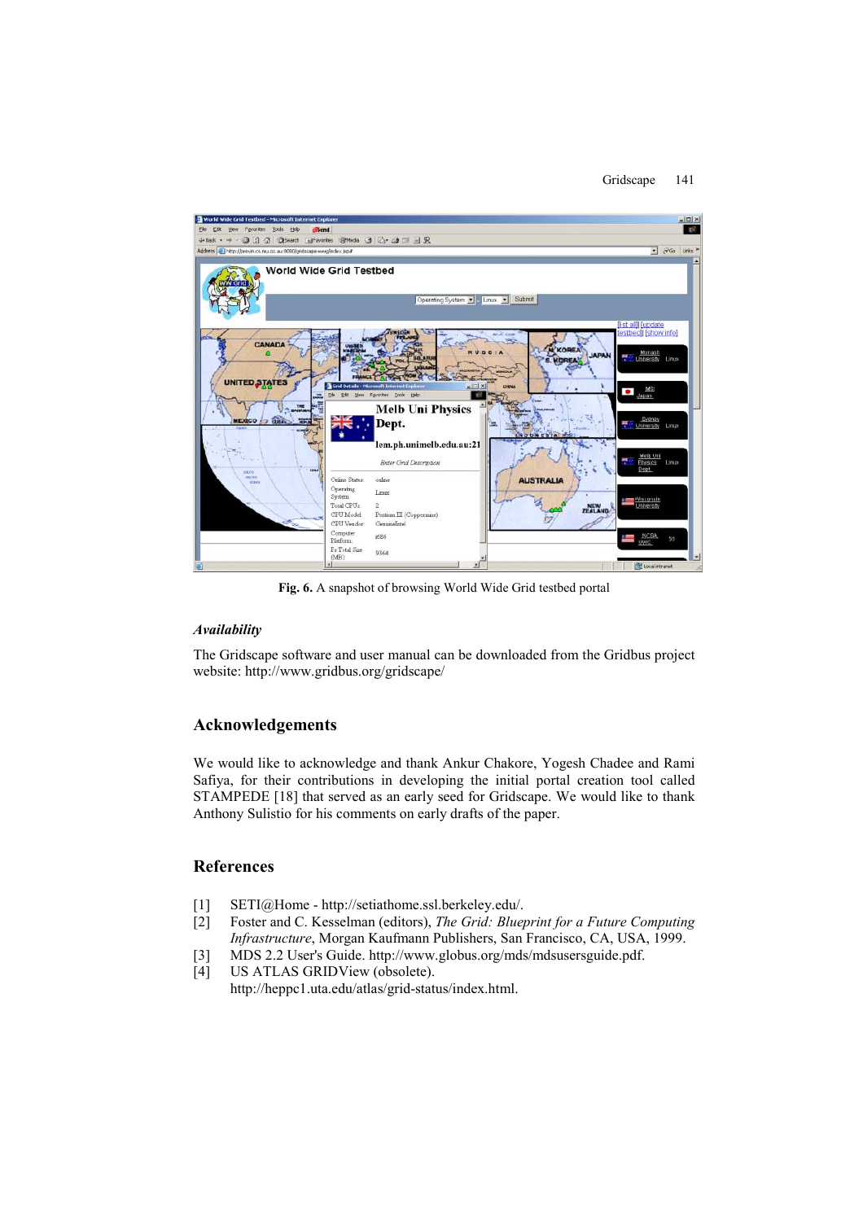Fig. 6. A snapshot of browsing World Wide Grid testbed portal

### *Availability*

The Gridscape software and user manual can be downloaded from the Gridbus project website: http://www.gridbus.org/gridscape/

## Acknowledgements

We would like to acknowledge and thank Ankur Chakore, Yogesh Chadee and Rami Safiya, for their contributions in developing the initial portal creation tool called STAMPEDE [18] that served as an early seed for Gridscape. We would like to thank Anthony Sulistio for his comments on early drafts of the paper.

## References

[1] SETI@Home - http://setiathome.ssl.berkeley.edu/.

[2] Foster and C. Kesselman (editors), *The Grid: Blueprint for a Future Computing Infrastructure*, Morgan Kaufmann Publishers, San Francisco, CA, USA, 1999.

[3] MDS 2.2 User's Guide. http://www.globus.org/mds/mdsusersguide.pdf.

[4] US ATLAS GRIDView (obsolete). http://heppc1.uta.edu/atlas/grid-status/index.html.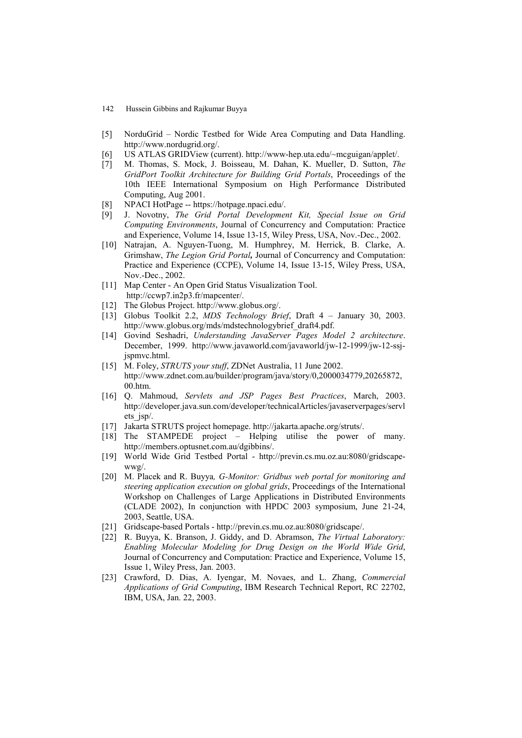[5] NorduGrid – Nordic Testbed for Wide Area Computing and Data Handling. http://www.nordugrid.org/.

[6] US ATLAS GRIDView (current). http://www-hep.uta.edu/~mcguigan/applet/.

[7] M. Thomas, S. Mock, J. Boisseau, M. Dahan, K. Mueller, D. Sutton, *The GridPort Toolkit Architecture for Building Grid Portals*, Proceedings of the 10th IEEE International Symposium on High Performance Distributed Computing, Aug 2001.

[8] NPACI HotPage -- https://hotpage.npaci.edu/.

[9] J. Novotny, *The Grid Portal Development Kit, Special Issue on Grid Computing Environments*, Journal of Concurrency and Computation: Practice and Experience, Volume 14, Issue 13-15, Wiley Press, USA, Nov.-Dec., 2002.

[10] Natrajan, A. Nguyen-Tuong, M. Humphrey, M. Herrick, B. Clarke, A. Grimshaw, *The Legion Grid Portal***,** Journal of Concurrency and Computation: Practice and Experience (CCPE), Volume 14, Issue 13-15, Wiley Press, USA, Nov.-Dec., 2002.

[11] Map Center - An Open Grid Status Visualization Tool. http://ccwp7.in2p3.fr/mapcenter/.

[12] The Globus Project. http://www.globus.org/.

[13] Globus Toolkit 2.2, *MDS Technology Brief*, Draft 4 – January 30, 2003. http://www.globus.org/mds/mdstechnologybrief_draft4.pdf.

[14] Govind Seshadri, *Understanding JavaServer Pages Model 2 architecture*. December, 1999. http://www.javaworld.com/javaworld/jw-12-1999/jw-12-ssj-jspmvc.html.

[15] M. Foley, *STRUTS your stuff*, ZDNet Australia, 11 June 2002. http://www.zdnet.com.au/builder/program/java/story/0,2000034779,20265872,00.htm.

[16] Q. Mahmoud, *Servlets and JSP Pages Best Practices*, March, 2003. http://developer.java.sun.com/developer/technicalArticles/javaserverpages/servlets_jsp/.

[17] Jakarta STRUTS project homepage. http://jakarta.apache.org/struts/.

[18] The STAMPEDE project – Helping utilise the power of many. http://members.optusnet.com.au/dgibbins/.

[19] World Wide Grid Testbed Portal - http://previn.cs.mu.oz.au:8080/gridscape-wwg/.

[20] M. Placek and R. Buyya*, G-Monitor: Gridbus web portal for monitoring and steering application execution on global grids*, Proceedings of the International Workshop on Challenges of Large Applications in Distributed Environments (CLADE 2002), In conjunction with HPDC 2003 symposium, June 21-24, 2003, Seattle, USA.

[21] Gridscape-based Portals - http://previn.cs.mu.oz.au:8080/gridscape/.

[22] R. Buyya, K. Branson, J. Giddy, and D. Abramson, *The Virtual Laboratory: Enabling Molecular Modeling for Drug Design on the World Wide Grid*, Journal of Concurrency and Computation: Practice and Experience, Volume 15, Issue 1, Wiley Press, Jan. 2003.

[23] Crawford, D. Dias, A. Iyengar, M. Novaes, and L. Zhang, *Commercial Applications of Grid Computing*, IBM Research Technical Report, RC 22702, IBM, USA, Jan. 22, 2003.